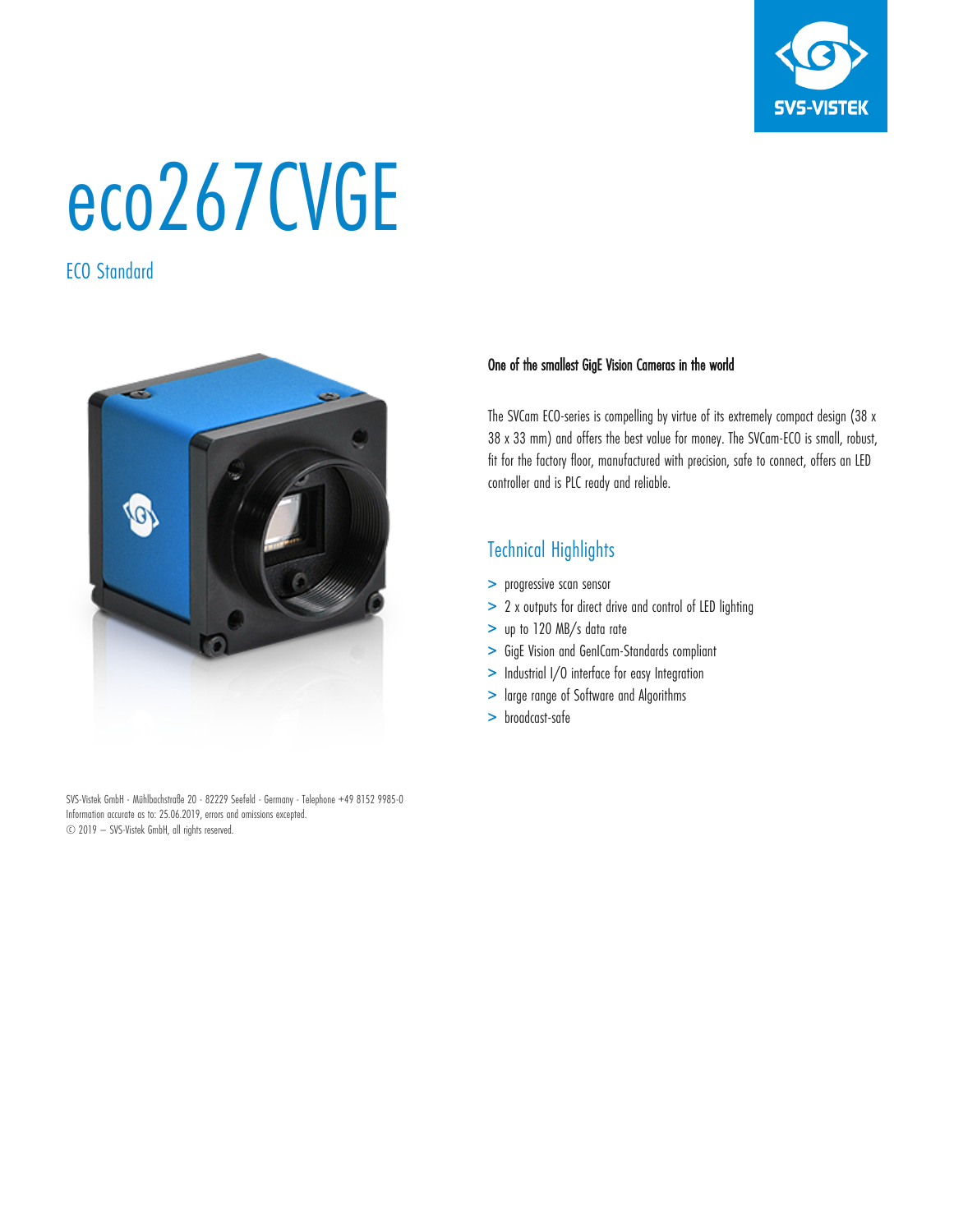# eco267CVGE

ECO Standard

**One of the smallest GigE Vision Cameras in the world**

The SVCam ECO-series is compelling by virtue of its extremely compact design (38 x 38 x 33 mm) and offers the best value for money. The SVCam-ECO is small, robust, fit for the factory floor, manufactured with precision, safe to connect, offers an LED controller and is PLC ready and reliable.

## Technical Highlights

- progressive scan sensor
- 2 x outputs for direct drive and control of LED lighting
- up to 120 MB/s data rate
- GigE Vision and GenICam-Standards compliant
- Industrial I/O interface for easy Integration
- large range of Software and Algorithms
- broadcast-safe

SVS-Vistek GmbH · Mühlbachstraße 20 · 82229 Seefeld · Germany · Telephone +49 8152 9985-0
Information accurate as to: 25.06.2019, errors and omissions excepted.
© 2019 – SVS-Vistek GmbH, all rights reserved.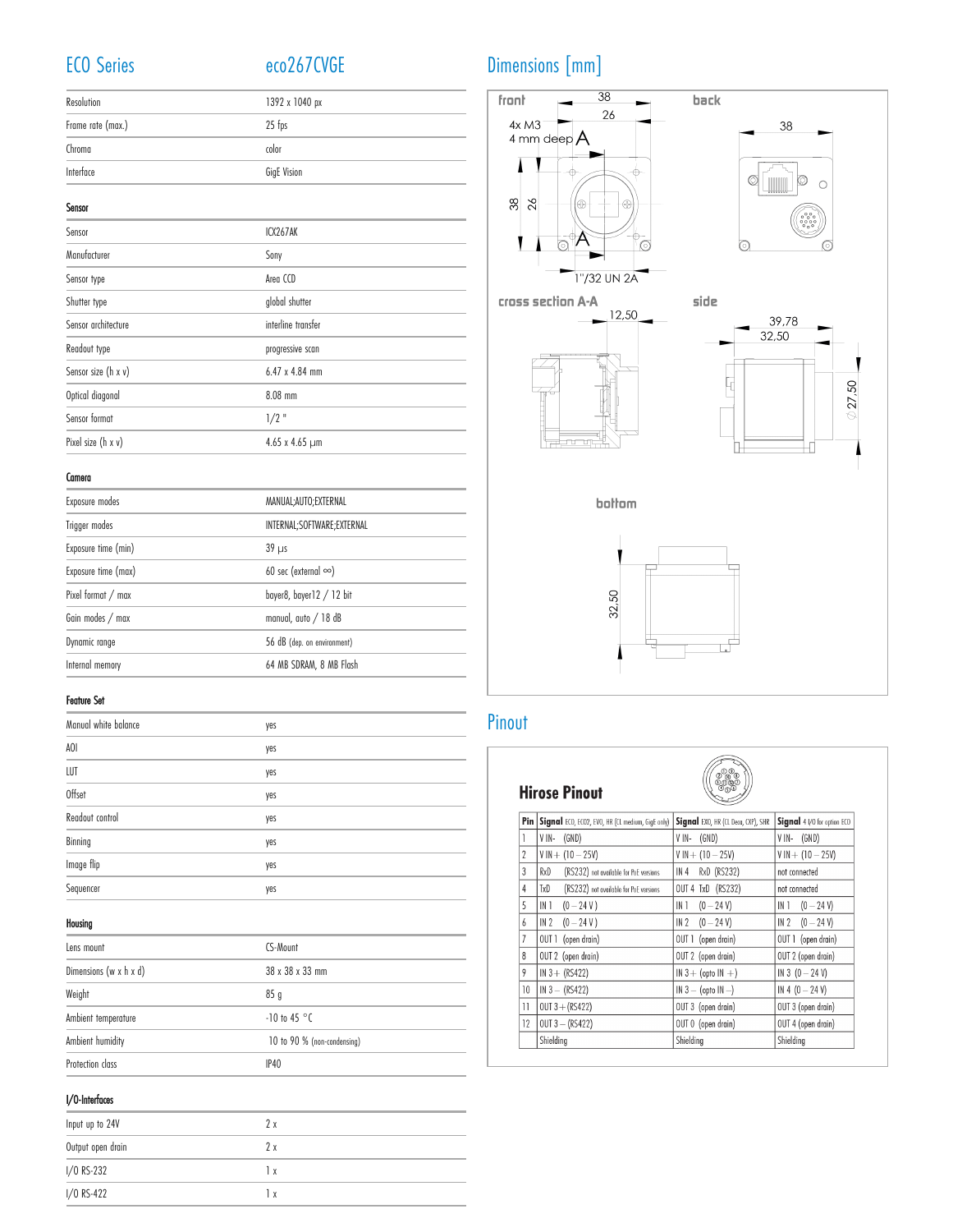## ECO Series — eco267CVGE

| | |
|---|---|
| Resolution | 1392 x 1040 px |
| Frame rate (max.) | 25 fps |
| Chroma | color |
| Interface | GigE Vision |

### Sensor

| | |
|---|---|
| Sensor | ICX267AK |
| Manufacturer | Sony |
| Sensor type | Area CCD |
| Shutter type | global shutter |
| Sensor architecture | interline transfer |
| Readout type | progressive scan |
| Sensor size (h x v) | 6.47 x 4.84 mm |
| Optical diagonal | 8.08 mm |
| Sensor format | 1/2 " |
| Pixel size (h x v) | 4.65 x 4.65 µm |

### Camera

| | |
|---|---|
| Exposure modes | MANUAL;AUTO;EXTERNAL |
| Trigger modes | INTERNAL;SOFTWARE;EXTERNAL |
| Exposure time (min) | 39 µs |
| Exposure time (max) | 60 sec (external ∞) |
| Pixel format / max | bayer8, bayer12 / 12 bit |
| Gain modes / max | manual, auto / 18 dB |
| Dynamic range | 56 dB (dep. on environment) |
| Internal memory | 64 MB SDRAM, 8 MB Flash |

### Feature Set

| | |
|---|---|
| Manual white balance | yes |
| AOI | yes |
| LUT | yes |
| Offset | yes |
| Readout control | yes |
| Binning | yes |
| Image flip | yes |
| Sequencer | yes |

### Housing

| | |
|---|---|
| Lens mount | CS-Mount |
| Dimensions (w x h x d) | 38 x 38 x 33 mm |
| Weight | 85 g |
| Ambient temperature | -10 to 45 °C |
| Ambient humidity | 10 to 90 % (non-condensing) |
| Protection class | IP40 |

### I/O-Interfaces

| | |
|---|---|
| Input up to 24V | 2 x |
| Output open drain | 2 x |
| I/O RS-232 | 1 x |
| I/O RS-422 | 1 x |

## Dimensions [mm]

front: 38, 26, 4x M3 4 mm deep, A, 38, 26, 1"/32 UN 2A

back: 38

cross section A-A: 12,50

side: 39,78, 32,50, ∅ 27,50

bottom: 32,50

## Pinout

### Hirose Pinout

| Pin | Signal ECO, ECO2, EVO, HR (CL medium, GigE only) | Signal EXO, HR (CL Deca, CXP), SHR | Signal 4 I/O for option ECO |
|---|---|---|---|
| 1 | V IN- (GND) | V IN- (GND) | V IN- (GND) |
| 2 | V IN+ (10 – 25V) | V IN+ (10 – 25V) | V IN+ (10 – 25V) |
| 3 | RxD (RS232) not available for PoE versions | IN 4 RxD (RS232) | not connected |
| 4 | TxD (RS232) not available for PoE versions | OUT 4 TxD (RS232) | not connected |
| 5 | IN 1 (0 – 24 V) | IN 1 (0 – 24 V) | IN 1 (0 – 24 V) |
| 6 | IN 2 (0 – 24 V) | IN 2 (0 – 24 V) | IN 2 (0 – 24 V) |
| 7 | OUT 1 (open drain) | OUT 1 (open drain) | OUT 1 (open drain) |
| 8 | OUT 2 (open drain) | OUT 2 (open drain) | OUT 2 (open drain) |
| 9 | IN 3+ (RS422) | IN 3+ (opto IN +) | IN 3 (0 – 24 V) |
| 10 | IN 3 – (RS422) | IN 3 – (opto IN –) | IN 4 (0 – 24 V) |
| 11 | OUT 3+(RS422) | OUT 3 (open drain) | OUT 3 (open drain) |
| 12 | OUT 3 – (RS422) | OUT 0 (open drain) | OUT 4 (open drain) |
| | Shielding | Shielding | Shielding |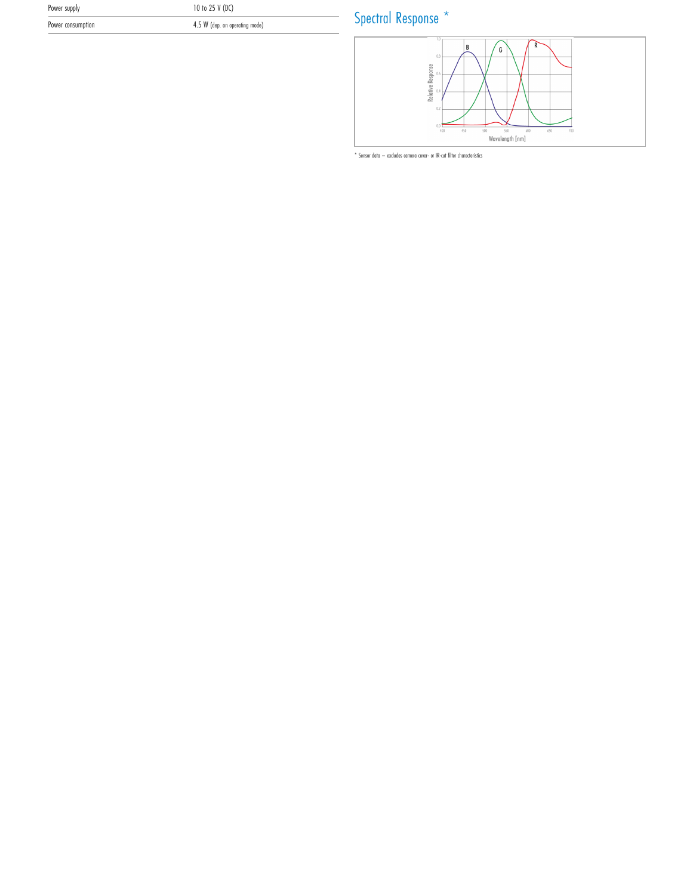| | |
|---|---|
| Power supply | 10 to 25 V (DC) |
| Power consumption | 4.5 W (dep. on operating mode) |

## Spectral Response *

B
G
R

Relative Response

1.0
0.8
0.6
0.4
0.2
0.0

400 450 500 550 600 650 700

Wavelength [nm]

\* Sensor data – excludes camera cover- or IR-cut filter characteristics